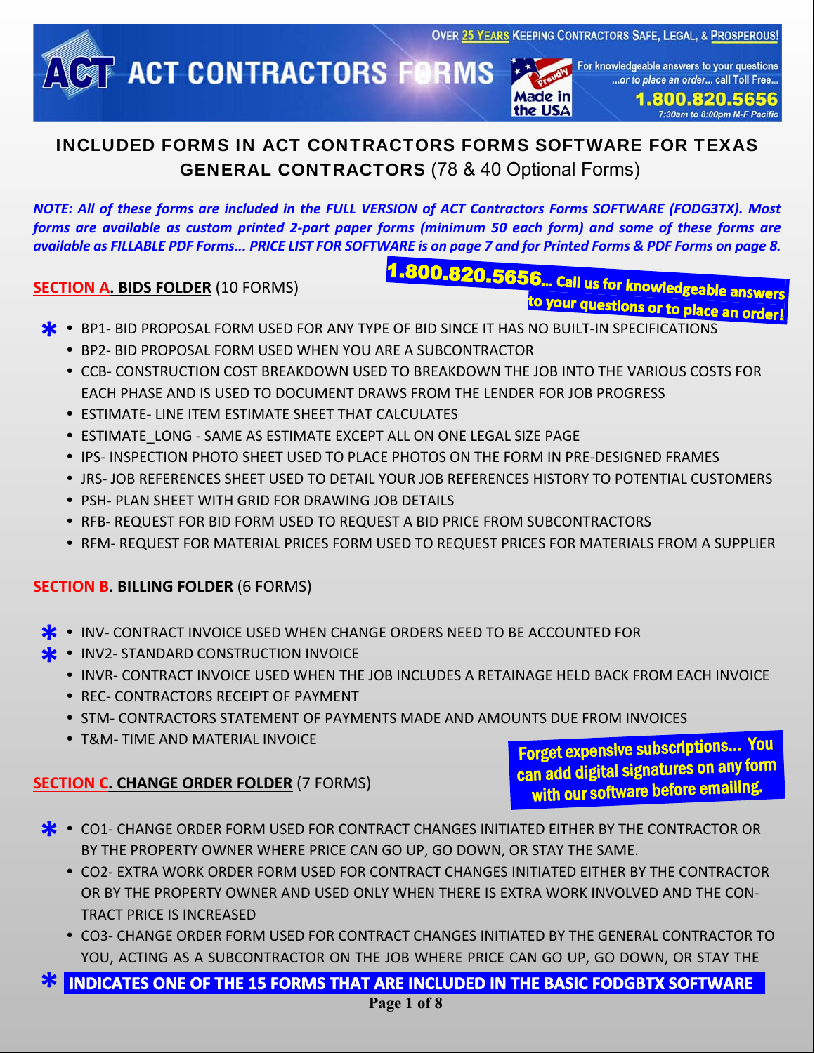OVER 25 YEARS KEEPING CONTRACTORS SAFE, LEGAL, & PROSPEROUS!

# ACT CONTRACTORS FORMS

For knowledgeable answers to your questions ...or to place an order... call Toll Free... **1.800.820.5656** *7:30am to 8:00pm M-F Pacific*

Proudly Made in the USA

## INCLUDED FORMS IN ACT CONTRACTORS FORMS SOFTWARE FOR TEXAS GENERAL CONTRACTORS (78 & 40 Optional Forms)

***NOTE: All of these forms are included in the FULL VERSION of ACT Contractors Forms SOFTWARE (FODG3TX). Most forms are available as custom printed 2-part paper forms (minimum 50 each form) and some of these forms are available as FILLABLE PDF Forms... PRICE LIST FOR SOFTWARE is on page 7 and for Printed Forms & PDF Forms on page 8.***

**1.800.820.5656... Call us for knowledgeable answers to your questions or to place an order!**

### SECTION A. BIDS FOLDER (10 FORMS)

- * BP1- BID PROPOSAL FORM USED FOR ANY TYPE OF BID SINCE IT HAS NO BUILT-IN SPECIFICATIONS
- BP2- BID PROPOSAL FORM USED WHEN YOU ARE A SUBCONTRACTOR
- CCB- CONSTRUCTION COST BREAKDOWN USED TO BREAKDOWN THE JOB INTO THE VARIOUS COSTS FOR EACH PHASE AND IS USED TO DOCUMENT DRAWS FROM THE LENDER FOR JOB PROGRESS
- ESTIMATE- LINE ITEM ESTIMATE SHEET THAT CALCULATES
- ESTIMATE_LONG - SAME AS ESTIMATE EXCEPT ALL ON ONE LEGAL SIZE PAGE
- IPS- INSPECTION PHOTO SHEET USED TO PLACE PHOTOS ON THE FORM IN PRE-DESIGNED FRAMES
- JRS- JOB REFERENCES SHEET USED TO DETAIL YOUR JOB REFERENCES HISTORY TO POTENTIAL CUSTOMERS
- PSH- PLAN SHEET WITH GRID FOR DRAWING JOB DETAILS
- RFB- REQUEST FOR BID FORM USED TO REQUEST A BID PRICE FROM SUBCONTRACTORS
- RFM- REQUEST FOR MATERIAL PRICES FORM USED TO REQUEST PRICES FOR MATERIALS FROM A SUPPLIER

### SECTION B. BILLING FOLDER (6 FORMS)

- * INV- CONTRACT INVOICE USED WHEN CHANGE ORDERS NEED TO BE ACCOUNTED FOR
- * INV2- STANDARD CONSTRUCTION INVOICE
- INVR- CONTRACT INVOICE USED WHEN THE JOB INCLUDES A RETAINAGE HELD BACK FROM EACH INVOICE
- REC- CONTRACTORS RECEIPT OF PAYMENT
- STM- CONTRACTORS STATEMENT OF PAYMENTS MADE AND AMOUNTS DUE FROM INVOICES
- T&M- TIME AND MATERIAL INVOICE

**Forget expensive subscriptions... You can add digital signatures on any form with our software before emailing.**

### SECTION C. CHANGE ORDER FOLDER (7 FORMS)

- * CO1- CHANGE ORDER FORM USED FOR CONTRACT CHANGES INITIATED EITHER BY THE CONTRACTOR OR BY THE PROPERTY OWNER WHERE PRICE CAN GO UP, GO DOWN, OR STAY THE SAME.
- CO2- EXTRA WORK ORDER FORM USED FOR CONTRACT CHANGES INITIATED EITHER BY THE CONTRACTOR OR BY THE PROPERTY OWNER AND USED ONLY WHEN THERE IS EXTRA WORK INVOLVED AND THE CONTRACT PRICE IS INCREASED
- CO3- CHANGE ORDER FORM USED FOR CONTRACT CHANGES INITIATED BY THE GENERAL CONTRACTOR TO YOU, ACTING AS A SUBCONTRACTOR ON THE JOB WHERE PRICE CAN GO UP, GO DOWN, OR STAY THE

**\* INDICATES ONE OF THE 15 FORMS THAT ARE INCLUDED IN THE BASIC FODGBTX SOFTWARE**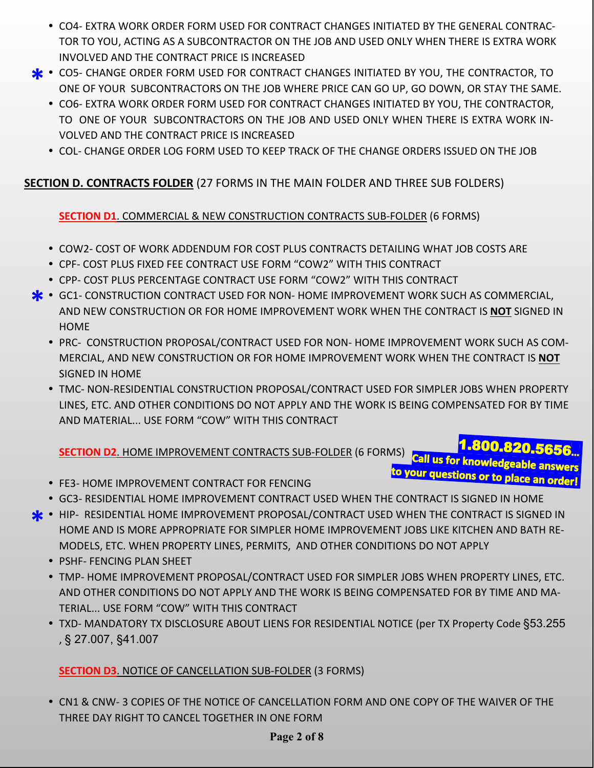- CO4- EXTRA WORK ORDER FORM USED FOR CONTRACT CHANGES INITIATED BY THE GENERAL CONTRACTOR TO YOU, ACTING AS A SUBCONTRACTOR ON THE JOB AND USED ONLY WHEN THERE IS EXTRA WORK INVOLVED AND THE CONTRACT PRICE IS INCREASED
- * CO5- CHANGE ORDER FORM USED FOR CONTRACT CHANGES INITIATED BY YOU, THE CONTRACTOR, TO ONE OF YOUR SUBCONTRACTORS ON THE JOB WHERE PRICE CAN GO UP, GO DOWN, OR STAY THE SAME.
- CO6- EXTRA WORK ORDER FORM USED FOR CONTRACT CHANGES INITIATED BY YOU, THE CONTRACTOR, TO ONE OF YOUR SUBCONTRACTORS ON THE JOB AND USED ONLY WHEN THERE IS EXTRA WORK INVOLVED AND THE CONTRACT PRICE IS INCREASED
- COL- CHANGE ORDER LOG FORM USED TO KEEP TRACK OF THE CHANGE ORDERS ISSUED ON THE JOB

## SECTION D. CONTRACTS FOLDER (27 FORMS IN THE MAIN FOLDER AND THREE SUB FOLDERS)

### SECTION D1. COMMERCIAL & NEW CONSTRUCTION CONTRACTS SUB-FOLDER (6 FORMS)

- COW2- COST OF WORK ADDENDUM FOR COST PLUS CONTRACTS DETAILING WHAT JOB COSTS ARE
- CPF- COST PLUS FIXED FEE CONTRACT USE FORM "COW2" WITH THIS CONTRACT
- CPP- COST PLUS PERCENTAGE CONTRACT USE FORM "COW2" WITH THIS CONTRACT
- * GC1- CONSTRUCTION CONTRACT USED FOR NON- HOME IMPROVEMENT WORK SUCH AS COMMERCIAL, AND NEW CONSTRUCTION OR FOR HOME IMPROVEMENT WORK WHEN THE CONTRACT IS **NOT** SIGNED IN HOME
- PRC- CONSTRUCTION PROPOSAL/CONTRACT USED FOR NON- HOME IMPROVEMENT WORK SUCH AS COMMERCIAL, AND NEW CONSTRUCTION OR FOR HOME IMPROVEMENT WORK WHEN THE CONTRACT IS **NOT** SIGNED IN HOME
- TMC- NON-RESIDENTIAL CONSTRUCTION PROPOSAL/CONTRACT USED FOR SIMPLER JOBS WHEN PROPERTY LINES, ETC. AND OTHER CONDITIONS DO NOT APPLY AND THE WORK IS BEING COMPENSATED FOR BY TIME AND MATERIAL... USE FORM "COW" WITH THIS CONTRACT

### SECTION D2. HOME IMPROVEMENT CONTRACTS SUB-FOLDER (6 FORMS)

**1.800.820.5656... Call us for knowledgeable answers to your questions or to place an order!**

- FE3- HOME IMPROVEMENT CONTRACT FOR FENCING
- GC3- RESIDENTIAL HOME IMPROVEMENT CONTRACT USED WHEN THE CONTRACT IS SIGNED IN HOME
- * HIP- RESIDENTIAL HOME IMPROVEMENT PROPOSAL/CONTRACT USED WHEN THE CONTRACT IS SIGNED IN HOME AND IS MORE APPROPRIATE FOR SIMPLER HOME IMPROVEMENT JOBS LIKE KITCHEN AND BATH REMODELS, ETC. WHEN PROPERTY LINES, PERMITS, AND OTHER CONDITIONS DO NOT APPLY
- PSHF- FENCING PLAN SHEET
- TMP- HOME IMPROVEMENT PROPOSAL/CONTRACT USED FOR SIMPLER JOBS WHEN PROPERTY LINES, ETC. AND OTHER CONDITIONS DO NOT APPLY AND THE WORK IS BEING COMPENSATED FOR BY TIME AND MATERIAL... USE FORM "COW" WITH THIS CONTRACT
- TXD- MANDATORY TX DISCLOSURE ABOUT LIENS FOR RESIDENTIAL NOTICE (per TX Property Code §53.255, § 27.007, §41.007

### SECTION D3. NOTICE OF CANCELLATION SUB-FOLDER (3 FORMS)

- CN1 & CNW- 3 COPIES OF THE NOTICE OF CANCELLATION FORM AND ONE COPY OF THE WAIVER OF THE THREE DAY RIGHT TO CANCEL TOGETHER IN ONE FORM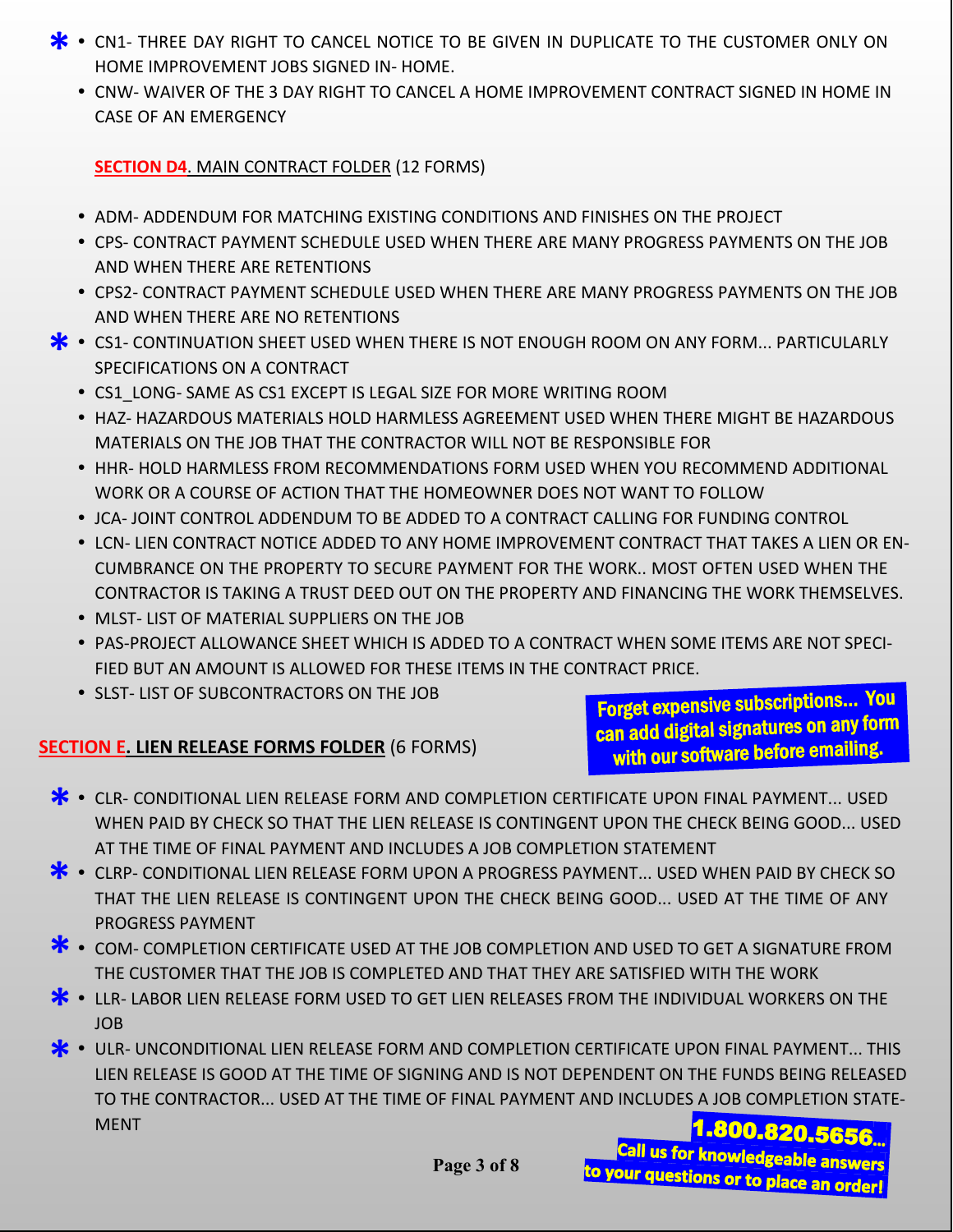- ✱ CN1- THREE DAY RIGHT TO CANCEL NOTICE TO BE GIVEN IN DUPLICATE TO THE CUSTOMER ONLY ON HOME IMPROVEMENT JOBS SIGNED IN- HOME.
- CNW- WAIVER OF THE 3 DAY RIGHT TO CANCEL A HOME IMPROVEMENT CONTRACT SIGNED IN HOME IN CASE OF AN EMERGENCY

**SECTION D4**. MAIN CONTRACT FOLDER (12 FORMS)

- ADM- ADDENDUM FOR MATCHING EXISTING CONDITIONS AND FINISHES ON THE PROJECT
- CPS- CONTRACT PAYMENT SCHEDULE USED WHEN THERE ARE MANY PROGRESS PAYMENTS ON THE JOB AND WHEN THERE ARE RETENTIONS
- CPS2- CONTRACT PAYMENT SCHEDULE USED WHEN THERE ARE MANY PROGRESS PAYMENTS ON THE JOB AND WHEN THERE ARE NO RETENTIONS
- ✱ CS1- CONTINUATION SHEET USED WHEN THERE IS NOT ENOUGH ROOM ON ANY FORM... PARTICULARLY SPECIFICATIONS ON A CONTRACT
- CS1_LONG- SAME AS CS1 EXCEPT IS LEGAL SIZE FOR MORE WRITING ROOM
- HAZ- HAZARDOUS MATERIALS HOLD HARMLESS AGREEMENT USED WHEN THERE MIGHT BE HAZARDOUS MATERIALS ON THE JOB THAT THE CONTRACTOR WILL NOT BE RESPONSIBLE FOR
- HHR- HOLD HARMLESS FROM RECOMMENDATIONS FORM USED WHEN YOU RECOMMEND ADDITIONAL WORK OR A COURSE OF ACTION THAT THE HOMEOWNER DOES NOT WANT TO FOLLOW
- JCA- JOINT CONTROL ADDENDUM TO BE ADDED TO A CONTRACT CALLING FOR FUNDING CONTROL
- LCN- LIEN CONTRACT NOTICE ADDED TO ANY HOME IMPROVEMENT CONTRACT THAT TAKES A LIEN OR ENCUMBRANCE ON THE PROPERTY TO SECURE PAYMENT FOR THE WORK.. MOST OFTEN USED WHEN THE CONTRACTOR IS TAKING A TRUST DEED OUT ON THE PROPERTY AND FINANCING THE WORK THEMSELVES.
- MLST- LIST OF MATERIAL SUPPLIERS ON THE JOB
- PAS-PROJECT ALLOWANCE SHEET WHICH IS ADDED TO A CONTRACT WHEN SOME ITEMS ARE NOT SPECIFIED BUT AN AMOUNT IS ALLOWED FOR THESE ITEMS IN THE CONTRACT PRICE.
- SLST- LIST OF SUBCONTRACTORS ON THE JOB

**Forget expensive subscriptions... You can add digital signatures on any form with our software before emailing.**

**SECTION E. LIEN RELEASE FORMS FOLDER** (6 FORMS)

- ✱ CLR- CONDITIONAL LIEN RELEASE FORM AND COMPLETION CERTIFICATE UPON FINAL PAYMENT... USED WHEN PAID BY CHECK SO THAT THE LIEN RELEASE IS CONTINGENT UPON THE CHECK BEING GOOD... USED AT THE TIME OF FINAL PAYMENT AND INCLUDES A JOB COMPLETION STATEMENT
- ✱ CLRP- CONDITIONAL LIEN RELEASE FORM UPON A PROGRESS PAYMENT... USED WHEN PAID BY CHECK SO THAT THE LIEN RELEASE IS CONTINGENT UPON THE CHECK BEING GOOD... USED AT THE TIME OF ANY PROGRESS PAYMENT
- ✱ COM- COMPLETION CERTIFICATE USED AT THE JOB COMPLETION AND USED TO GET A SIGNATURE FROM THE CUSTOMER THAT THE JOB IS COMPLETED AND THAT THEY ARE SATISFIED WITH THE WORK
- ✱ LLR- LABOR LIEN RELEASE FORM USED TO GET LIEN RELEASES FROM THE INDIVIDUAL WORKERS ON THE JOB
- ✱ ULR- UNCONDITIONAL LIEN RELEASE FORM AND COMPLETION CERTIFICATE UPON FINAL PAYMENT... THIS LIEN RELEASE IS GOOD AT THE TIME OF SIGNING AND IS NOT DEPENDENT ON THE FUNDS BEING RELEASED TO THE CONTRACTOR... USED AT THE TIME OF FINAL PAYMENT AND INCLUDES A JOB COMPLETION STATEMENT

**1.800.820.5656... Call us for knowledgeable answers to your questions or to place an order!**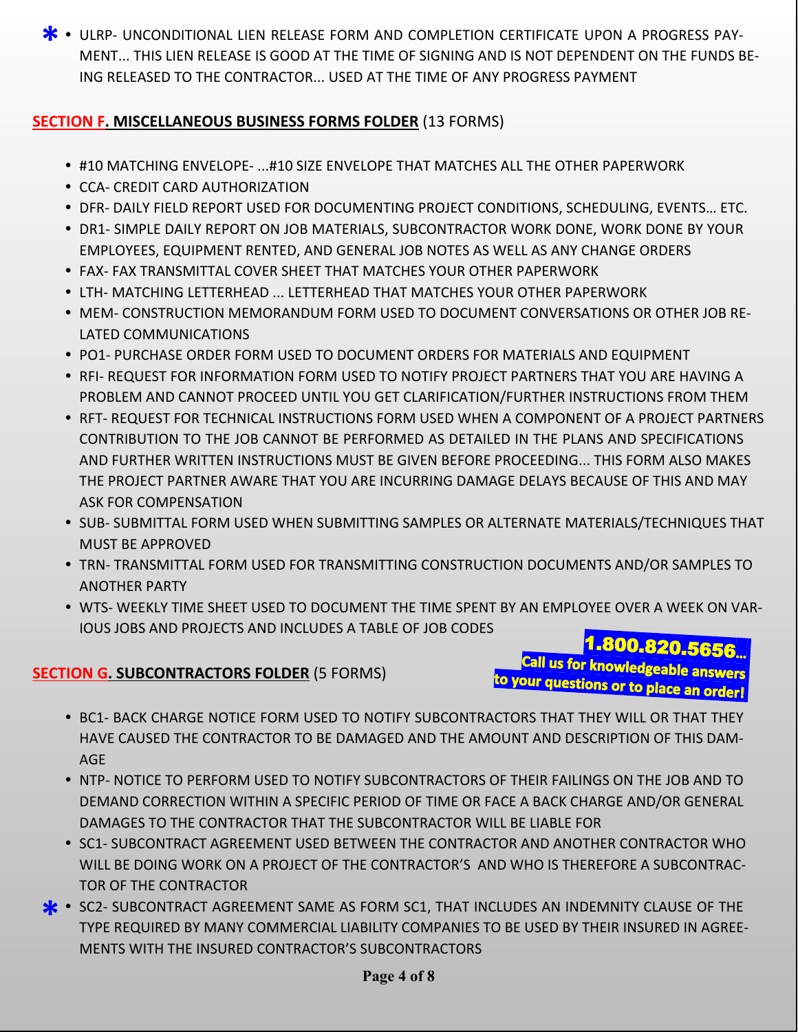- * ULRP- UNCONDITIONAL LIEN RELEASE FORM AND COMPLETION CERTIFICATE UPON A PROGRESS PAYMENT... THIS LIEN RELEASE IS GOOD AT THE TIME OF SIGNING AND IS NOT DEPENDENT ON THE FUNDS BEING RELEASED TO THE CONTRACTOR... USED AT THE TIME OF ANY PROGRESS PAYMENT

## SECTION F. MISCELLANEOUS BUSINESS FORMS FOLDER (13 FORMS)

- #10 MATCHING ENVELOPE- ...#10 SIZE ENVELOPE THAT MATCHES ALL THE OTHER PAPERWORK
- CCA- CREDIT CARD AUTHORIZATION
- DFR- DAILY FIELD REPORT USED FOR DOCUMENTING PROJECT CONDITIONS, SCHEDULING, EVENTS… ETC.
- DR1- SIMPLE DAILY REPORT ON JOB MATERIALS, SUBCONTRACTOR WORK DONE, WORK DONE BY YOUR EMPLOYEES, EQUIPMENT RENTED, AND GENERAL JOB NOTES AS WELL AS ANY CHANGE ORDERS
- FAX- FAX TRANSMITTAL COVER SHEET THAT MATCHES YOUR OTHER PAPERWORK
- LTH- MATCHING LETTERHEAD ... LETTERHEAD THAT MATCHES YOUR OTHER PAPERWORK
- MEM- CONSTRUCTION MEMORANDUM FORM USED TO DOCUMENT CONVERSATIONS OR OTHER JOB RELATED COMMUNICATIONS
- PO1- PURCHASE ORDER FORM USED TO DOCUMENT ORDERS FOR MATERIALS AND EQUIPMENT
- RFI- REQUEST FOR INFORMATION FORM USED TO NOTIFY PROJECT PARTNERS THAT YOU ARE HAVING A PROBLEM AND CANNOT PROCEED UNTIL YOU GET CLARIFICATION/FURTHER INSTRUCTIONS FROM THEM
- RFT- REQUEST FOR TECHNICAL INSTRUCTIONS FORM USED WHEN A COMPONENT OF A PROJECT PARTNERS CONTRIBUTION TO THE JOB CANNOT BE PERFORMED AS DETAILED IN THE PLANS AND SPECIFICATIONS AND FURTHER WRITTEN INSTRUCTIONS MUST BE GIVEN BEFORE PROCEEDING... THIS FORM ALSO MAKES THE PROJECT PARTNER AWARE THAT YOU ARE INCURRING DAMAGE DELAYS BECAUSE OF THIS AND MAY ASK FOR COMPENSATION
- SUB- SUBMITTAL FORM USED WHEN SUBMITTING SAMPLES OR ALTERNATE MATERIALS/TECHNIQUES THAT MUST BE APPROVED
- TRN- TRANSMITTAL FORM USED FOR TRANSMITTING CONSTRUCTION DOCUMENTS AND/OR SAMPLES TO ANOTHER PARTY
- WTS- WEEKLY TIME SHEET USED TO DOCUMENT THE TIME SPENT BY AN EMPLOYEE OVER A WEEK ON VARIOUS JOBS AND PROJECTS AND INCLUDES A TABLE OF JOB CODES

**1.800.820.5656...**
**Call us for knowledgeable answers to your questions or to place an order!**

## SECTION G. SUBCONTRACTORS FOLDER (5 FORMS)

- BC1- BACK CHARGE NOTICE FORM USED TO NOTIFY SUBCONTRACTORS THAT THEY WILL OR THAT THEY HAVE CAUSED THE CONTRACTOR TO BE DAMAGED AND THE AMOUNT AND DESCRIPTION OF THIS DAMAGE
- NTP- NOTICE TO PERFORM USED TO NOTIFY SUBCONTRACTORS OF THEIR FAILINGS ON THE JOB AND TO DEMAND CORRECTION WITHIN A SPECIFIC PERIOD OF TIME OR FACE A BACK CHARGE AND/OR GENERAL DAMAGES TO THE CONTRACTOR THAT THE SUBCONTRACTOR WILL BE LIABLE FOR
- SC1- SUBCONTRACT AGREEMENT USED BETWEEN THE CONTRACTOR AND ANOTHER CONTRACTOR WHO WILL BE DOING WORK ON A PROJECT OF THE CONTRACTOR'S AND WHO IS THEREFORE A SUBCONTRACTOR OF THE CONTRACTOR
- * SC2- SUBCONTRACT AGREEMENT SAME AS FORM SC1, THAT INCLUDES AN INDEMNITY CLAUSE OF THE TYPE REQUIRED BY MANY COMMERCIAL LIABILITY COMPANIES TO BE USED BY THEIR INSURED IN AGREEMENTS WITH THE INSURED CONTRACTOR'S SUBCONTRACTORS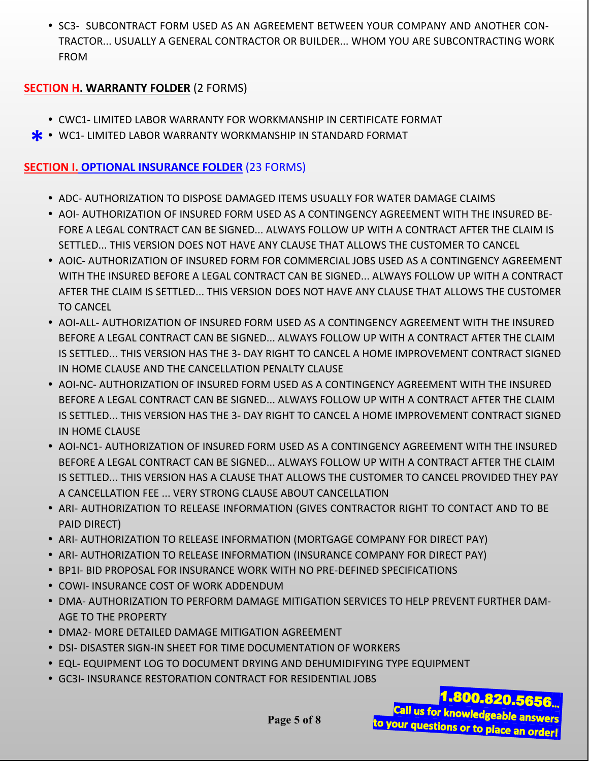- SC3- SUBCONTRACT FORM USED AS AN AGREEMENT BETWEEN YOUR COMPANY AND ANOTHER CONTRACTOR... USUALLY A GENERAL CONTRACTOR OR BUILDER... WHOM YOU ARE SUBCONTRACTING WORK FROM

**SECTION H. WARRANTY FOLDER** (2 FORMS)

- CWC1- LIMITED LABOR WARRANTY FOR WORKMANSHIP IN CERTIFICATE FORMAT
- * WC1- LIMITED LABOR WARRANTY WORKMANSHIP IN STANDARD FORMAT

**SECTION I. OPTIONAL INSURANCE FOLDER** (23 FORMS)

- ADC- AUTHORIZATION TO DISPOSE DAMAGED ITEMS USUALLY FOR WATER DAMAGE CLAIMS
- AOI- AUTHORIZATION OF INSURED FORM USED AS A CONTINGENCY AGREEMENT WITH THE INSURED BEFORE A LEGAL CONTRACT CAN BE SIGNED... ALWAYS FOLLOW UP WITH A CONTRACT AFTER THE CLAIM IS SETTLED... THIS VERSION DOES NOT HAVE ANY CLAUSE THAT ALLOWS THE CUSTOMER TO CANCEL
- AOIC- AUTHORIZATION OF INSURED FORM FOR COMMERCIAL JOBS USED AS A CONTINGENCY AGREEMENT WITH THE INSURED BEFORE A LEGAL CONTRACT CAN BE SIGNED... ALWAYS FOLLOW UP WITH A CONTRACT AFTER THE CLAIM IS SETTLED... THIS VERSION DOES NOT HAVE ANY CLAUSE THAT ALLOWS THE CUSTOMER TO CANCEL
- AOI-ALL- AUTHORIZATION OF INSURED FORM USED AS A CONTINGENCY AGREEMENT WITH THE INSURED BEFORE A LEGAL CONTRACT CAN BE SIGNED... ALWAYS FOLLOW UP WITH A CONTRACT AFTER THE CLAIM IS SETTLED... THIS VERSION HAS THE 3- DAY RIGHT TO CANCEL A HOME IMPROVEMENT CONTRACT SIGNED IN HOME CLAUSE AND THE CANCELLATION PENALTY CLAUSE
- AOI-NC- AUTHORIZATION OF INSURED FORM USED AS A CONTINGENCY AGREEMENT WITH THE INSURED BEFORE A LEGAL CONTRACT CAN BE SIGNED... ALWAYS FOLLOW UP WITH A CONTRACT AFTER THE CLAIM IS SETTLED... THIS VERSION HAS THE 3- DAY RIGHT TO CANCEL A HOME IMPROVEMENT CONTRACT SIGNED IN HOME CLAUSE
- AOI-NC1- AUTHORIZATION OF INSURED FORM USED AS A CONTINGENCY AGREEMENT WITH THE INSURED BEFORE A LEGAL CONTRACT CAN BE SIGNED... ALWAYS FOLLOW UP WITH A CONTRACT AFTER THE CLAIM IS SETTLED... THIS VERSION HAS A CLAUSE THAT ALLOWS THE CUSTOMER TO CANCEL PROVIDED THEY PAY A CANCELLATION FEE ... VERY STRONG CLAUSE ABOUT CANCELLATION
- ARI- AUTHORIZATION TO RELEASE INFORMATION (GIVES CONTRACTOR RIGHT TO CONTACT AND TO BE PAID DIRECT)
- ARI- AUTHORIZATION TO RELEASE INFORMATION (MORTGAGE COMPANY FOR DIRECT PAY)
- ARI- AUTHORIZATION TO RELEASE INFORMATION (INSURANCE COMPANY FOR DIRECT PAY)
- BP1I- BID PROPOSAL FOR INSURANCE WORK WITH NO PRE-DEFINED SPECIFICATIONS
- COWI- INSURANCE COST OF WORK ADDENDUM
- DMA- AUTHORIZATION TO PERFORM DAMAGE MITIGATION SERVICES TO HELP PREVENT FURTHER DAMAGE TO THE PROPERTY
- DMA2- MORE DETAILED DAMAGE MITIGATION AGREEMENT
- DSI- DISASTER SIGN-IN SHEET FOR TIME DOCUMENTATION OF WORKERS
- EQL- EQUIPMENT LOG TO DOCUMENT DRYING AND DEHUMIDIFYING TYPE EQUIPMENT
- GC3I- INSURANCE RESTORATION CONTRACT FOR RESIDENTIAL JOBS

**1.800.820.5656...**
**Call us for knowledgeable answers to your questions or to place an order!**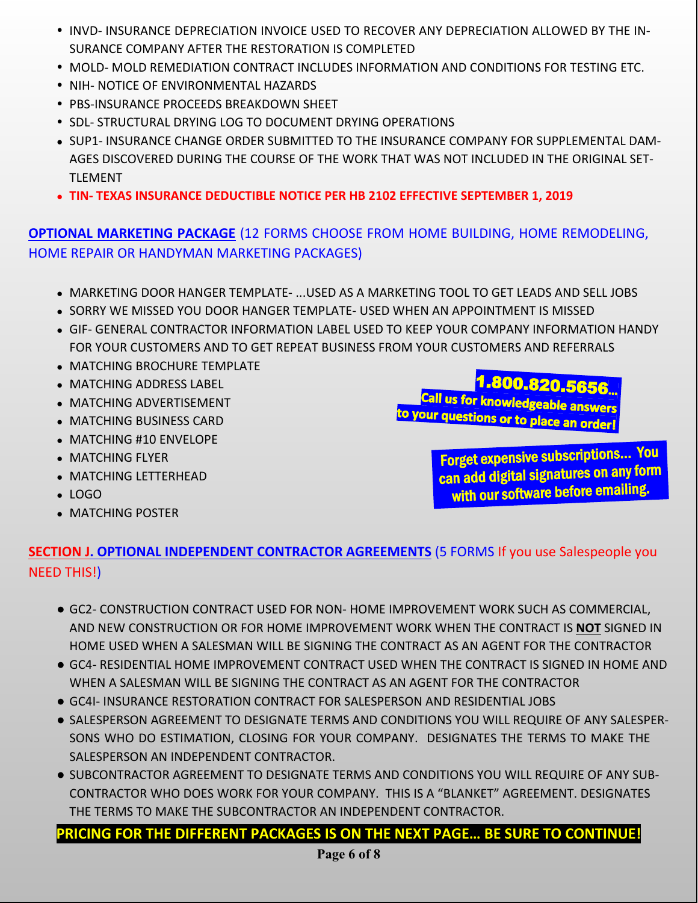- INVD- INSURANCE DEPRECIATION INVOICE USED TO RECOVER ANY DEPRECIATION ALLOWED BY THE INSURANCE COMPANY AFTER THE RESTORATION IS COMPLETED
- MOLD- MOLD REMEDIATION CONTRACT INCLUDES INFORMATION AND CONDITIONS FOR TESTING ETC.
- NIH- NOTICE OF ENVIRONMENTAL HAZARDS
- PBS-INSURANCE PROCEEDS BREAKDOWN SHEET
- SDL- STRUCTURAL DRYING LOG TO DOCUMENT DRYING OPERATIONS
- SUP1- INSURANCE CHANGE ORDER SUBMITTED TO THE INSURANCE COMPANY FOR SUPPLEMENTAL DAMAGES DISCOVERED DURING THE COURSE OF THE WORK THAT WAS NOT INCLUDED IN THE ORIGINAL SETTLEMENT
- **TIN- TEXAS INSURANCE DEDUCTIBLE NOTICE PER HB 2102 EFFECTIVE SEPTEMBER 1, 2019**

## **OPTIONAL MARKETING PACKAGE** (12 FORMS CHOOSE FROM HOME BUILDING, HOME REMODELING, HOME REPAIR OR HANDYMAN MARKETING PACKAGES)

- MARKETING DOOR HANGER TEMPLATE- ...USED AS A MARKETING TOOL TO GET LEADS AND SELL JOBS
- SORRY WE MISSED YOU DOOR HANGER TEMPLATE- USED WHEN AN APPOINTMENT IS MISSED
- GIF- GENERAL CONTRACTOR INFORMATION LABEL USED TO KEEP YOUR COMPANY INFORMATION HANDY FOR YOUR CUSTOMERS AND TO GET REPEAT BUSINESS FROM YOUR CUSTOMERS AND REFERRALS
- MATCHING BROCHURE TEMPLATE
- MATCHING ADDRESS LABEL
- MATCHING ADVERTISEMENT
- MATCHING BUSINESS CARD
- MATCHING #10 ENVELOPE
- MATCHING FLYER
- MATCHING LETTERHEAD
- LOGO
- MATCHING POSTER

**1.800.820.5656...**
**Call us for knowledgeable answers to your questions or to place an order!**

**Forget expensive subscriptions... You can add digital signatures on any form with our software before emailing.**

## **SECTION J. OPTIONAL INDEPENDENT CONTRACTOR AGREEMENTS** (5 FORMS If you use Salespeople you NEED THIS!)

- GC2- CONSTRUCTION CONTRACT USED FOR NON- HOME IMPROVEMENT WORK SUCH AS COMMERCIAL, AND NEW CONSTRUCTION OR FOR HOME IMPROVEMENT WORK WHEN THE CONTRACT IS **NOT** SIGNED IN HOME USED WHEN A SALESMAN WILL BE SIGNING THE CONTRACT AS AN AGENT FOR THE CONTRACTOR
- GC4- RESIDENTIAL HOME IMPROVEMENT CONTRACT USED WHEN THE CONTRACT IS SIGNED IN HOME AND WHEN A SALESMAN WILL BE SIGNING THE CONTRACT AS AN AGENT FOR THE CONTRACTOR
- GC4I- INSURANCE RESTORATION CONTRACT FOR SALESPERSON AND RESIDENTIAL JOBS
- SALESPERSON AGREEMENT TO DESIGNATE TERMS AND CONDITIONS YOU WILL REQUIRE OF ANY SALESPERSONS WHO DO ESTIMATION, CLOSING FOR YOUR COMPANY. DESIGNATES THE TERMS TO MAKE THE SALESPERSON AN INDEPENDENT CONTRACTOR.
- SUBCONTRACTOR AGREEMENT TO DESIGNATE TERMS AND CONDITIONS YOU WILL REQUIRE OF ANY SUBCONTRACTOR WHO DOES WORK FOR YOUR COMPANY. THIS IS A "BLANKET" AGREEMENT. DESIGNATES THE TERMS TO MAKE THE SUBCONTRACTOR AN INDEPENDENT CONTRACTOR.

**PRICING FOR THE DIFFERENT PACKAGES IS ON THE NEXT PAGE... BE SURE TO CONTINUE!**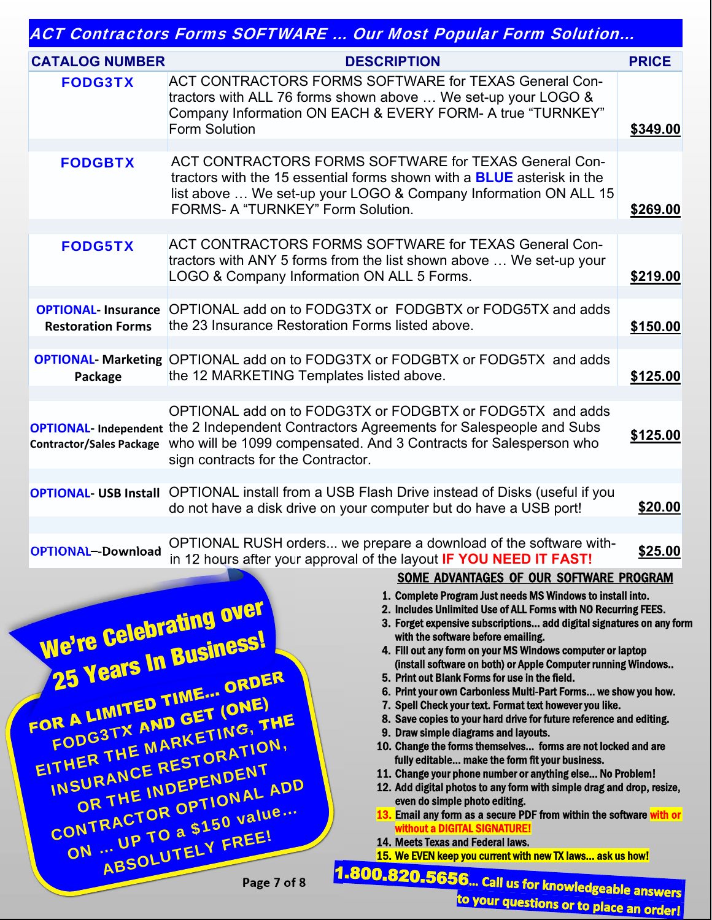## ACT Contractors Forms SOFTWARE ... Our Most Popular Form Solution...

| CATALOG NUMBER | DESCRIPTION | PRICE |
|---|---|---|
| FODG3TX | ACT CONTRACTORS FORMS SOFTWARE for TEXAS General Contractors with ALL 76 forms shown above … We set-up your LOGO & Company Information ON EACH & EVERY FORM- A true "TURNKEY" Form Solution | $349.00 |
| FODGBTX | ACT CONTRACTORS FORMS SOFTWARE for TEXAS General Contractors with the 15 essential forms shown with a **BLUE** asterisk in the list above … We set-up your LOGO & Company Information ON ALL 15 FORMS- A "TURNKEY" Form Solution. | $269.00 |
| FODG5TX | ACT CONTRACTORS FORMS SOFTWARE for TEXAS General Contractors with ANY 5 forms from the list shown above … We set-up your LOGO & Company Information ON ALL 5 Forms. | $219.00 |
| OPTIONAL- Insurance Restoration Forms | OPTIONAL add on to FODG3TX or FODGBTX or FODG5TX and adds the 23 Insurance Restoration Forms listed above. | $150.00 |
| OPTIONAL- Marketing Package | OPTIONAL add on to FODG3TX or FODGBTX or FODG5TX and adds the 12 MARKETING Templates listed above. | $125.00 |
| OPTIONAL- Independent Contractor/Sales Package | OPTIONAL add on to FODG3TX or FODGBTX or FODG5TX and adds the 2 Independent Contractors Agreements for Salespeople and Subs who will be 1099 compensated. And 3 Contracts for Salesperson who sign contracts for the Contractor. | $125.00 |
| OPTIONAL- USB Install | OPTIONAL install from a USB Flash Drive instead of Disks (useful if you do not have a disk drive on your computer but do have a USB port! | $20.00 |
| OPTIONAL–-Download | OPTIONAL RUSH orders... we prepare a download of the software within 12 hours after your approval of the layout **IF YOU NEED IT FAST!** | $25.00 |

**We're Celebrating over 25 Years In Business!**

**FOR A LIMITED TIME... ORDER FODG3TX AND GET (ONE) EITHER THE MARKETING, THE INSURANCE RESTORATION, OR THE INDEPENDENT CONTRACTOR OPTIONAL ADD ON ... UP TO a $150 value... ABSOLUTELY FREE!**

### SOME ADVANTAGES OF OUR SOFTWARE PROGRAM

1. Complete Program Just needs MS Windows to install into.
2. Includes Unlimited Use of ALL Forms with NO Recurring FEES.
3. Forget expensive subscriptions... add digital signatures on any form with the software before emailing.
4. Fill out any form on your MS Windows computer or laptop (install software on both) or Apple Computer running Windows..
5. Print out Blank Forms for use in the field.
6. Print your own Carbonless Multi-Part Forms... we show you how.
7. Spell Check your text. Format text however you like.
8. Save copies to your hard drive for future reference and editing.
9. Draw simple diagrams and layouts.
10. Change the forms themselves... forms are not locked and are fully editable... make the form fit your business.
11. Change your phone number or anything else... No Problem!
12. Add digital photos to any form with simple drag and drop, resize, even do simple photo editing.
13. Email any form as a secure PDF from within the software with or without a DIGITAL SIGNATURE!
14. Meets Texas and Federal laws.
15. We EVEN keep you current with new TX laws... ask us how!

**1.800.820.5656... Call us for knowledgeable answers to your questions or to place an order!**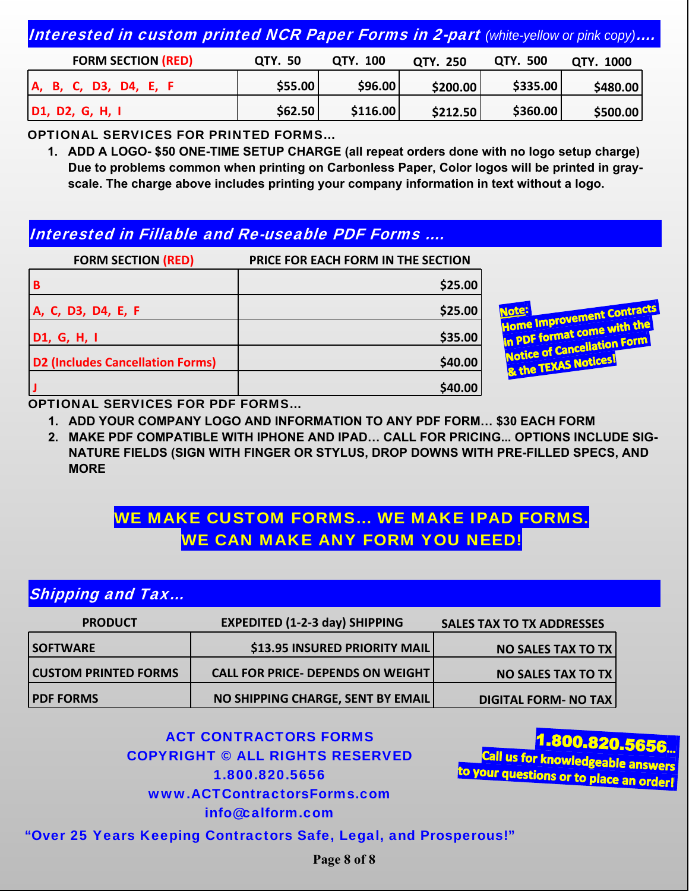## *Interested in custom printed NCR Paper Forms in 2-part (white-yellow or pink copy)....*

| FORM SECTION (RED) | QTY. 50 | QTY. 100 | QTY. 250 | QTY. 500 | QTY. 1000 |
|---|---|---|---|---|---|
| A, B, C, D3, D4, E, F | $55.00 | $96.00 | $200.00 | $335.00 | $480.00 |
| D1, D2, G, H, I | $62.50 | $116.00 | $212.50 | $360.00 | $500.00 |

**OPTIONAL SERVICES FOR PRINTED FORMS...**

1. **ADD A LOGO- $50 ONE-TIME SETUP CHARGE (all repeat orders done with no logo setup charge) Due to problems common when printing on Carbonless Paper, Color logos will be printed in gray-scale. The charge above includes printing your company information in text without a logo.**

## *Interested in Fillable and Re-useable PDF Forms ....*

| FORM SECTION (RED) | PRICE FOR EACH FORM IN THE SECTION |
|---|---|
| B | $25.00 |
| A, C, D3, D4, E, F | $25.00 |
| D1, G, H, I | $35.00 |
| D2 (Includes Cancellation Forms) | $40.00 |
| J | $40.00 |

**Note:** Home Improvement Contracts in PDF format come with the Notice of Cancellation Form & the TEXAS Notices!

**OPTIONAL SERVICES FOR PDF FORMS...**

1. **ADD YOUR COMPANY LOGO AND INFORMATION TO ANY PDF FORM... $30 EACH FORM**
2. **MAKE PDF COMPATIBLE WITH IPHONE AND IPAD... CALL FOR PRICING... OPTIONS INCLUDE SIGNATURE FIELDS (SIGN WITH FINGER OR STYLUS, DROP DOWNS WITH PRE-FILLED SPECS, AND MORE**

**WE MAKE CUSTOM FORMS... WE MAKE IPAD FORMS.**
**WE CAN MAKE ANY FORM YOU NEED!**

## *Shipping and Tax...*

| PRODUCT | EXPEDITED (1-2-3 day) SHIPPING | SALES TAX TO TX ADDRESSES |
|---|---|---|
| SOFTWARE | $13.95 INSURED PRIORITY MAIL | NO SALES TAX TO TX |
| CUSTOM PRINTED FORMS | CALL FOR PRICE- DEPENDS ON WEIGHT | NO SALES TAX TO TX |
| PDF FORMS | NO SHIPPING CHARGE, SENT BY EMAIL | DIGITAL FORM- NO TAX |

**ACT CONTRACTORS FORMS**
**COPYRIGHT © ALL RIGHTS RESERVED**
**1.800.820.5656**
**www.ACTContractorsForms.com**
**info@calform.com**

**1.800.820.5656...** Call us for knowledgeable answers to your questions or to place an order!

**"Over 25 Years Keeping Contractors Safe, Legal, and Prosperous!"**